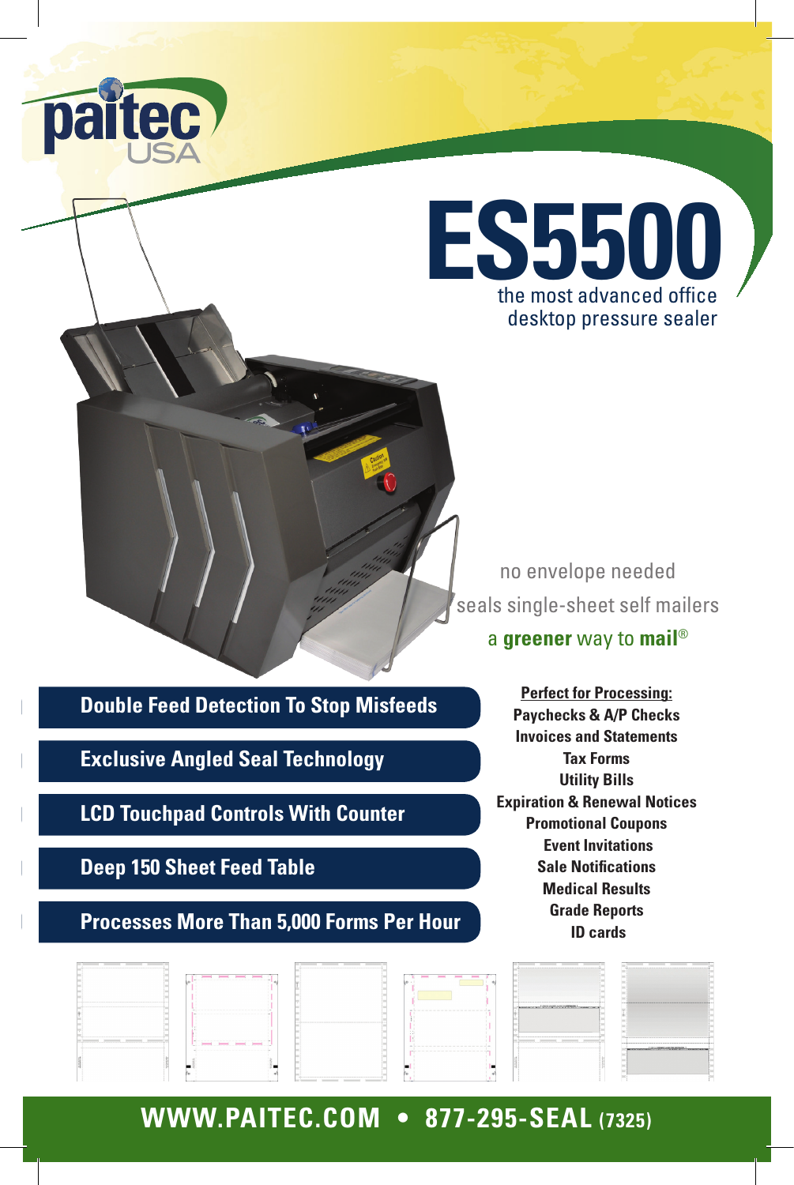paitec USA

# ES5500

the most advanced office desktop pressure sealer

no envelope needed

seals single-sheet self mailers

a **greener** way to **mail**®

- **Double Feed Detection To Stop Misfeeds**
- **Exclusive Angled Seal Technology**
- **LCD Touchpad Controls With Counter**
- **Deep 150 Sheet Feed Table**
- **Processes More Than 5,000 Forms Per Hour**

**Perfect for Processing:**

**Paychecks & A/P Checks**
**Invoices and Statements**
**Tax Forms**
**Utility Bills**
**Expiration & Renewal Notices**
**Promotional Coupons**
**Event Invitations**
**Sale Notifications**
**Medical Results**
**Grade Reports**
**ID cards**

**WWW.PAITEC.COM • 877-295-SEAL (7325)**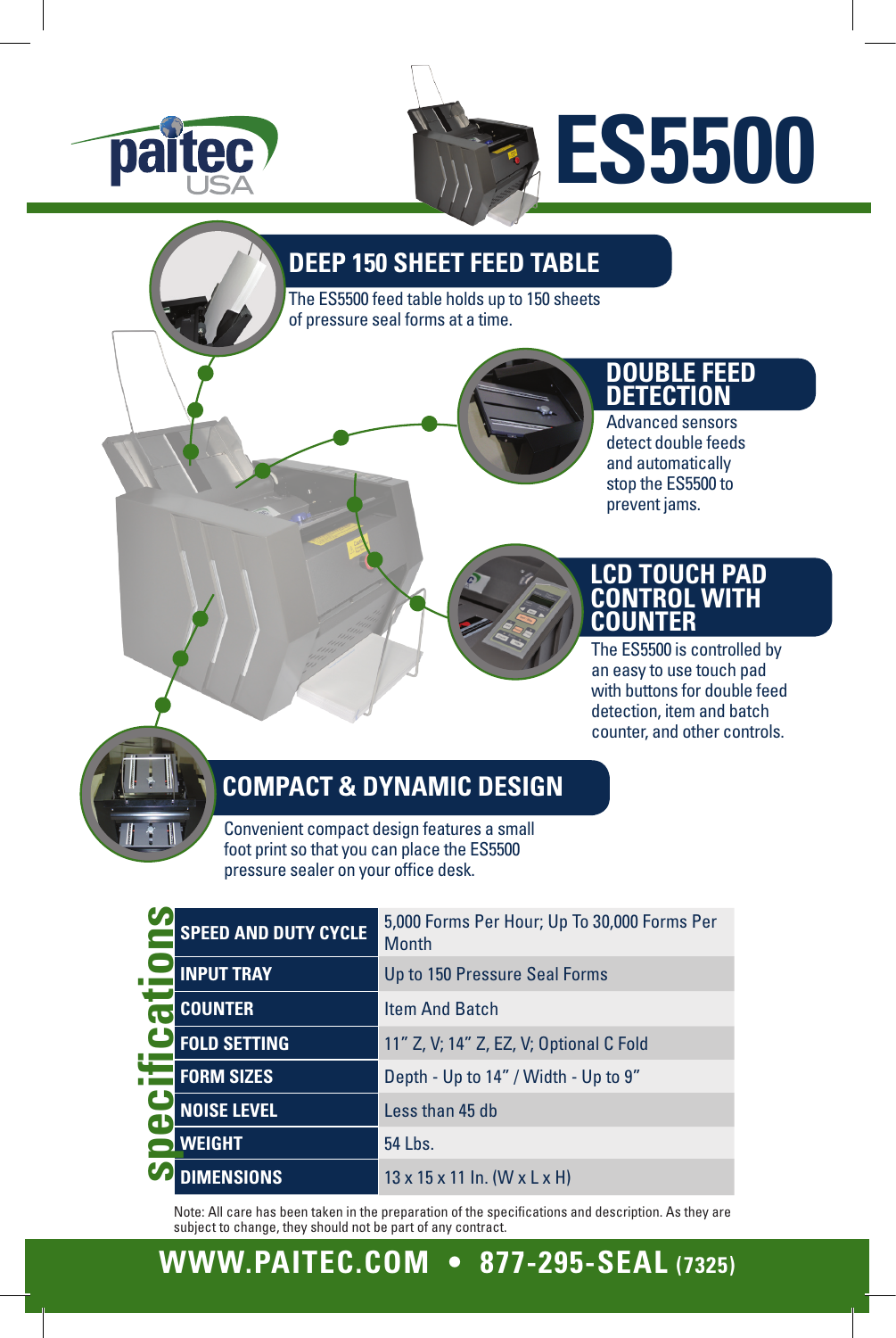# ES5500

paitec USA

## DEEP 150 SHEET FEED TABLE

The ES5500 feed table holds up to 150 sheets of pressure seal forms at a time.

## DOUBLE FEED DETECTION

Advanced sensors detect double feeds and automatically stop the ES5500 to prevent jams.

## LCD TOUCH PAD CONTROL WITH COUNTER

The ES5500 is controlled by an easy to use touch pad with buttons for double feed detection, item and batch counter, and other controls.

## COMPACT & DYNAMIC DESIGN

Convenient compact design features a small foot print so that you can place the ES5500 pressure sealer on your office desk.

## specifications

| | |
|---|---|
| SPEED AND DUTY CYCLE | 5,000 Forms Per Hour; Up To 30,000 Forms Per Month |
| INPUT TRAY | Up to 150 Pressure Seal Forms |
| COUNTER | Item And Batch |
| FOLD SETTING | 11" Z, V; 14" Z, EZ, V; Optional C Fold |
| FORM SIZES | Depth - Up to 14" / Width - Up to 9" |
| NOISE LEVEL | Less than 45 db |
| WEIGHT | 54 Lbs. |
| DIMENSIONS | 13 x 15 x 11 In. (W x L x H) |

Note: All care has been taken in the preparation of the specifications and description. As they are subject to change, they should not be part of any contract.

**WWW.PAITEC.COM • 877-295-SEAL (7325)**